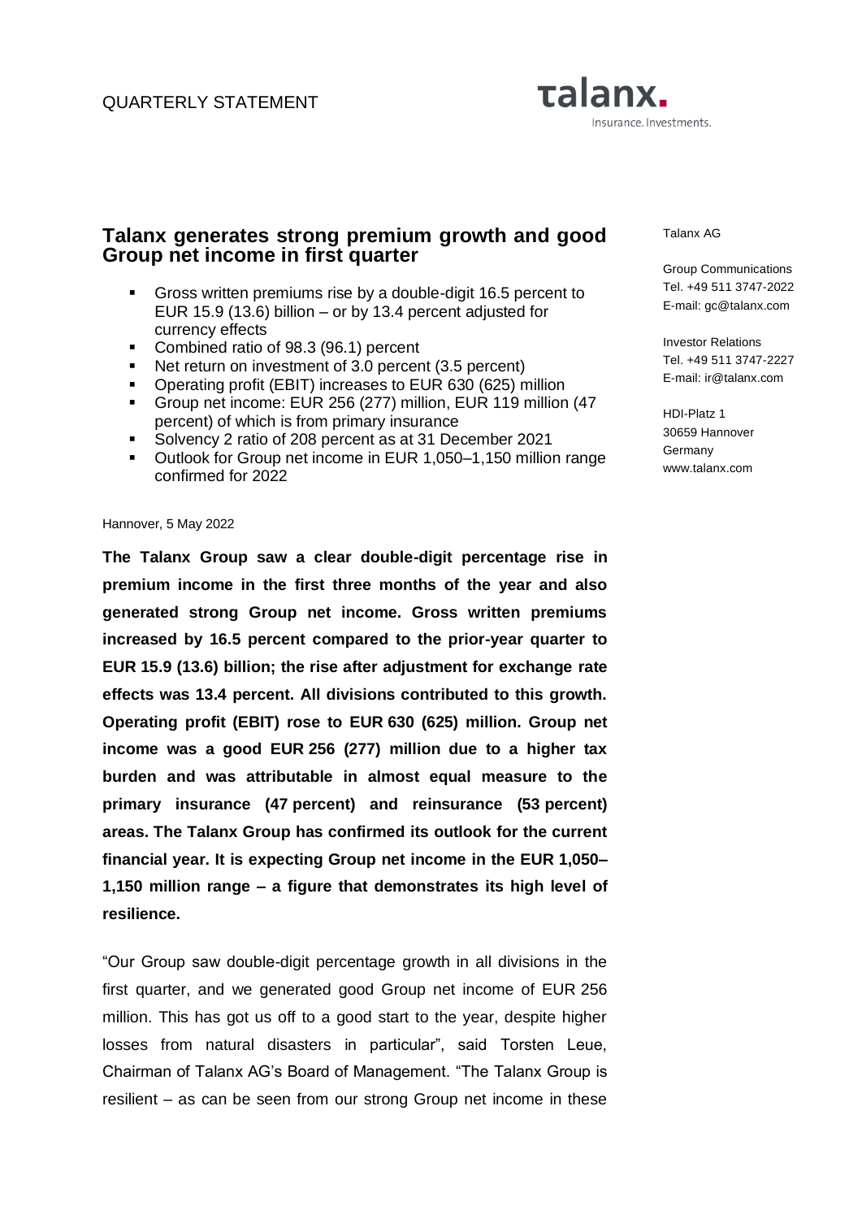QUARTERLY STATEMENT

talanx.
Insurance. Investments.

Talanx AG

Group Communications
Tel. +49 511 3747-2022
E-mail: gc@talanx.com

Investor Relations
Tel. +49 511 3747-2227
E-mail: ir@talanx.com

HDI-Platz 1
30659 Hannover
Germany
www.talanx.com

# Talanx generates strong premium growth and good Group net income in first quarter

- Gross written premiums rise by a double-digit 16.5 percent to EUR 15.9 (13.6) billion – or by 13.4 percent adjusted for currency effects
- Combined ratio of 98.3 (96.1) percent
- Net return on investment of 3.0 percent (3.5 percent)
- Operating profit (EBIT) increases to EUR 630 (625) million
- Group net income: EUR 256 (277) million, EUR 119 million (47 percent) of which is from primary insurance
- Solvency 2 ratio of 208 percent as at 31 December 2021
- Outlook for Group net income in EUR 1,050–1,150 million range confirmed for 2022

Hannover, 5 May 2022

**The Talanx Group saw a clear double-digit percentage rise in premium income in the first three months of the year and also generated strong Group net income. Gross written premiums increased by 16.5 percent compared to the prior-year quarter to EUR 15.9 (13.6) billion; the rise after adjustment for exchange rate effects was 13.4 percent. All divisions contributed to this growth. Operating profit (EBIT) rose to EUR 630 (625) million. Group net income was a good EUR 256 (277) million due to a higher tax burden and was attributable in almost equal measure to the primary insurance (47 percent) and reinsurance (53 percent) areas. The Talanx Group has confirmed its outlook for the current financial year. It is expecting Group net income in the EUR 1,050–1,150 million range – a figure that demonstrates its high level of resilience.**

"Our Group saw double-digit percentage growth in all divisions in the first quarter, and we generated good Group net income of EUR 256 million. This has got us off to a good start to the year, despite higher losses from natural disasters in particular", said Torsten Leue, Chairman of Talanx AG's Board of Management. "The Talanx Group is resilient – as can be seen from our strong Group net income in these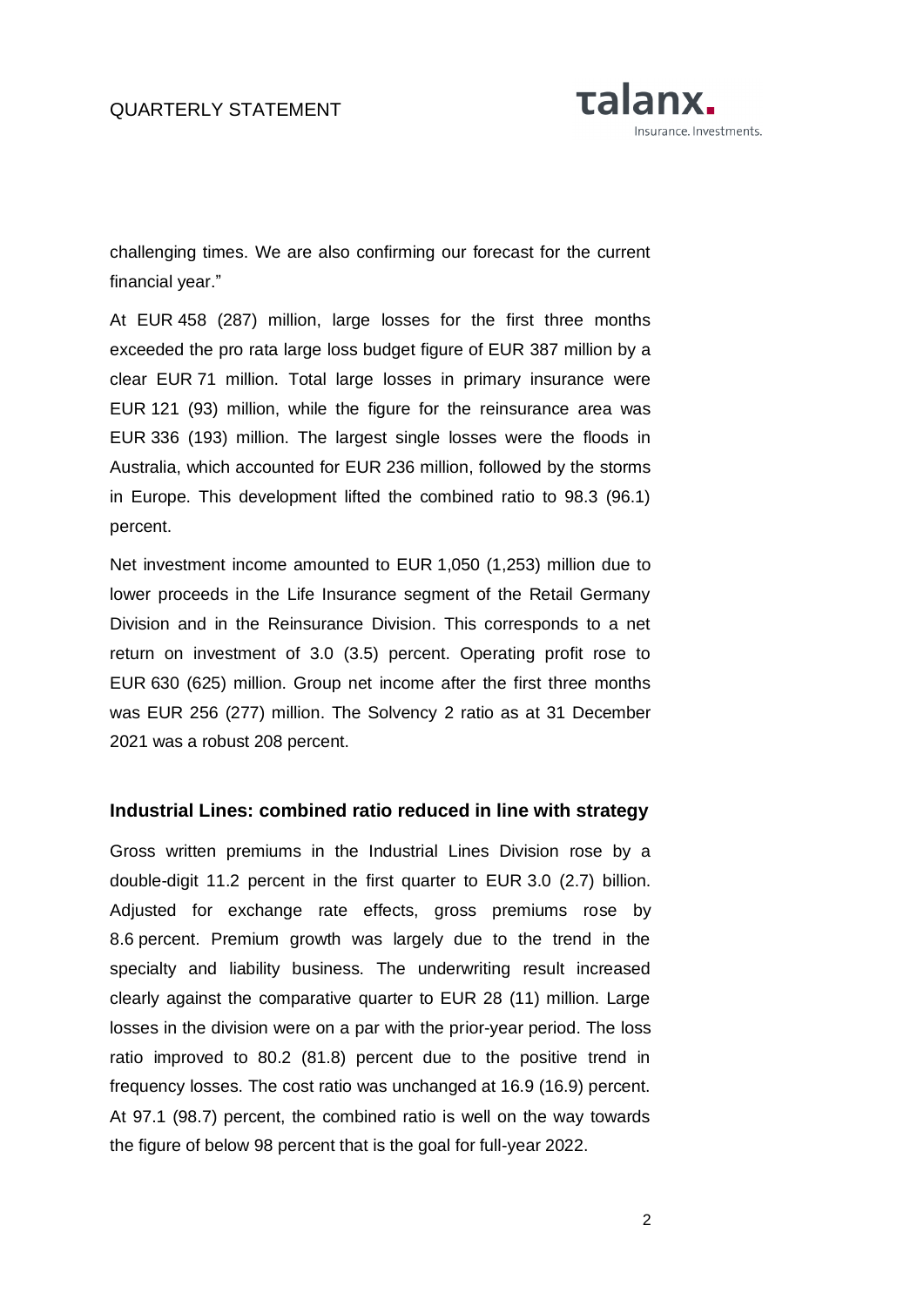challenging times. We are also confirming our forecast for the current financial year."

At EUR 458 (287) million, large losses for the first three months exceeded the pro rata large loss budget figure of EUR 387 million by a clear EUR 71 million. Total large losses in primary insurance were EUR 121 (93) million, while the figure for the reinsurance area was EUR 336 (193) million. The largest single losses were the floods in Australia, which accounted for EUR 236 million, followed by the storms in Europe. This development lifted the combined ratio to 98.3 (96.1) percent.

Net investment income amounted to EUR 1,050 (1,253) million due to lower proceeds in the Life Insurance segment of the Retail Germany Division and in the Reinsurance Division. This corresponds to a net return on investment of 3.0 (3.5) percent. Operating profit rose to EUR 630 (625) million. Group net income after the first three months was EUR 256 (277) million. The Solvency 2 ratio as at 31 December 2021 was a robust 208 percent.

## Industrial Lines: combined ratio reduced in line with strategy

Gross written premiums in the Industrial Lines Division rose by a double-digit 11.2 percent in the first quarter to EUR 3.0 (2.7) billion. Adjusted for exchange rate effects, gross premiums rose by 8.6 percent. Premium growth was largely due to the trend in the specialty and liability business. The underwriting result increased clearly against the comparative quarter to EUR 28 (11) million. Large losses in the division were on a par with the prior-year period. The loss ratio improved to 80.2 (81.8) percent due to the positive trend in frequency losses. The cost ratio was unchanged at 16.9 (16.9) percent. At 97.1 (98.7) percent, the combined ratio is well on the way towards the figure of below 98 percent that is the goal for full-year 2022.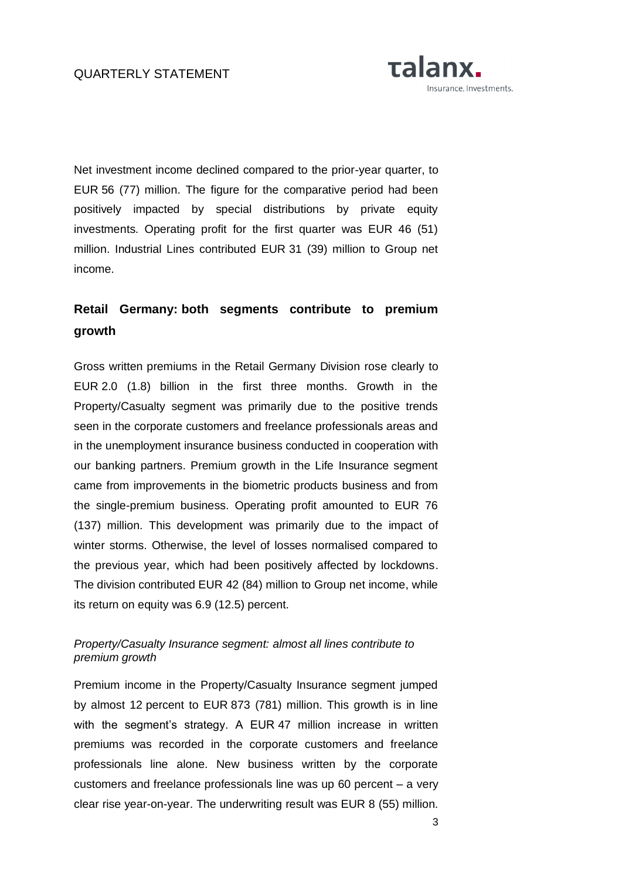Net investment income declined compared to the prior-year quarter, to EUR 56 (77) million. The figure for the comparative period had been positively impacted by special distributions by private equity investments. Operating profit for the first quarter was EUR 46 (51) million. Industrial Lines contributed EUR 31 (39) million to Group net income.

## Retail Germany: both segments contribute to premium growth

Gross written premiums in the Retail Germany Division rose clearly to EUR 2.0 (1.8) billion in the first three months. Growth in the Property/Casualty segment was primarily due to the positive trends seen in the corporate customers and freelance professionals areas and in the unemployment insurance business conducted in cooperation with our banking partners. Premium growth in the Life Insurance segment came from improvements in the biometric products business and from the single-premium business. Operating profit amounted to EUR 76 (137) million. This development was primarily due to the impact of winter storms. Otherwise, the level of losses normalised compared to the previous year, which had been positively affected by lockdowns. The division contributed EUR 42 (84) million to Group net income, while its return on equity was 6.9 (12.5) percent.

### *Property/Casualty Insurance segment: almost all lines contribute to premium growth*

Premium income in the Property/Casualty Insurance segment jumped by almost 12 percent to EUR 873 (781) million. This growth is in line with the segment's strategy. A EUR 47 million increase in written premiums was recorded in the corporate customers and freelance professionals line alone. New business written by the corporate customers and freelance professionals line was up 60 percent – a very clear rise year-on-year. The underwriting result was EUR 8 (55) million.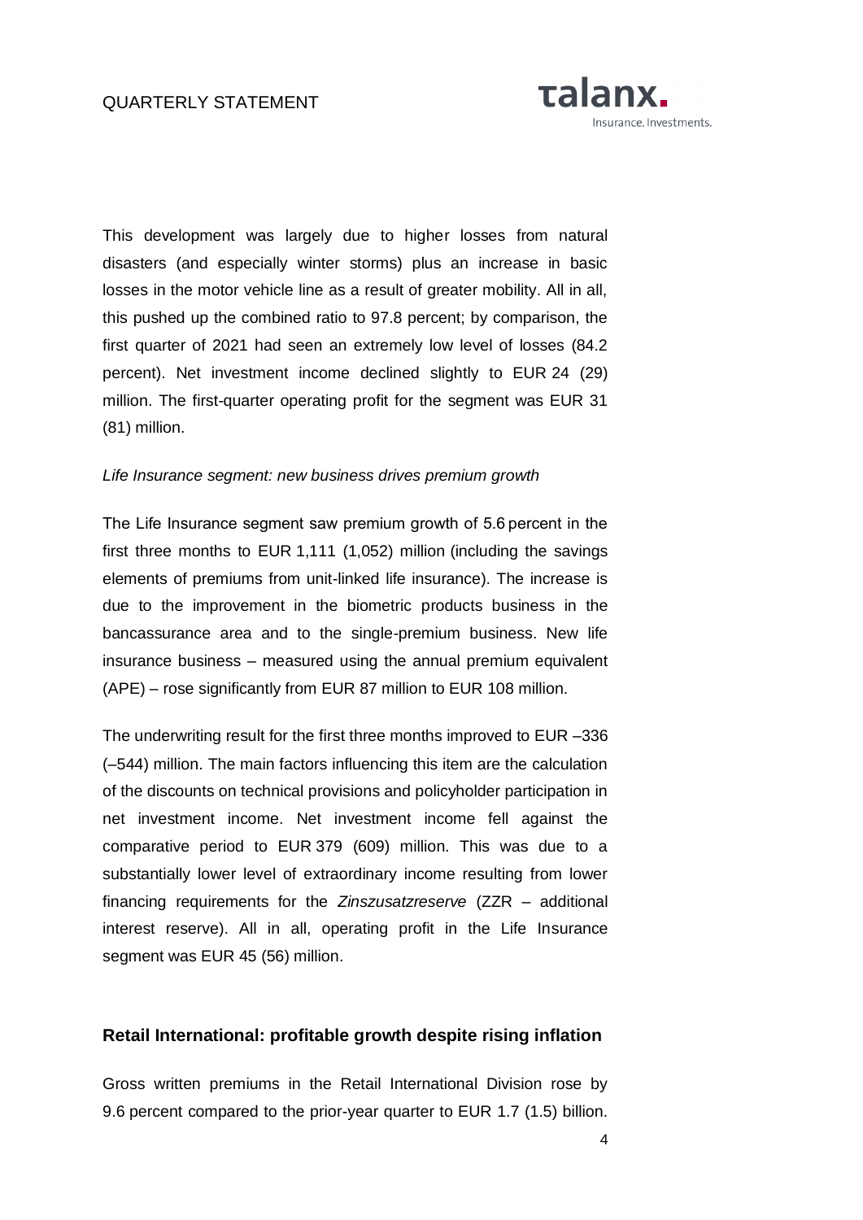This development was largely due to higher losses from natural disasters (and especially winter storms) plus an increase in basic losses in the motor vehicle line as a result of greater mobility. All in all, this pushed up the combined ratio to 97.8 percent; by comparison, the first quarter of 2021 had seen an extremely low level of losses (84.2 percent). Net investment income declined slightly to EUR 24 (29) million. The first-quarter operating profit for the segment was EUR 31 (81) million.

*Life Insurance segment: new business drives premium growth*

The Life Insurance segment saw premium growth of 5.6 percent in the first three months to EUR 1,111 (1,052) million (including the savings elements of premiums from unit-linked life insurance). The increase is due to the improvement in the biometric products business in the bancassurance area and to the single-premium business. New life insurance business – measured using the annual premium equivalent (APE) – rose significantly from EUR 87 million to EUR 108 million.

The underwriting result for the first three months improved to EUR –336 (–544) million. The main factors influencing this item are the calculation of the discounts on technical provisions and policyholder participation in net investment income. Net investment income fell against the comparative period to EUR 379 (609) million. This was due to a substantially lower level of extraordinary income resulting from lower financing requirements for the *Zinszusatzreserve* (ZZR – additional interest reserve). All in all, operating profit in the Life Insurance segment was EUR 45 (56) million.

## Retail International: profitable growth despite rising inflation

Gross written premiums in the Retail International Division rose by 9.6 percent compared to the prior-year quarter to EUR 1.7 (1.5) billion.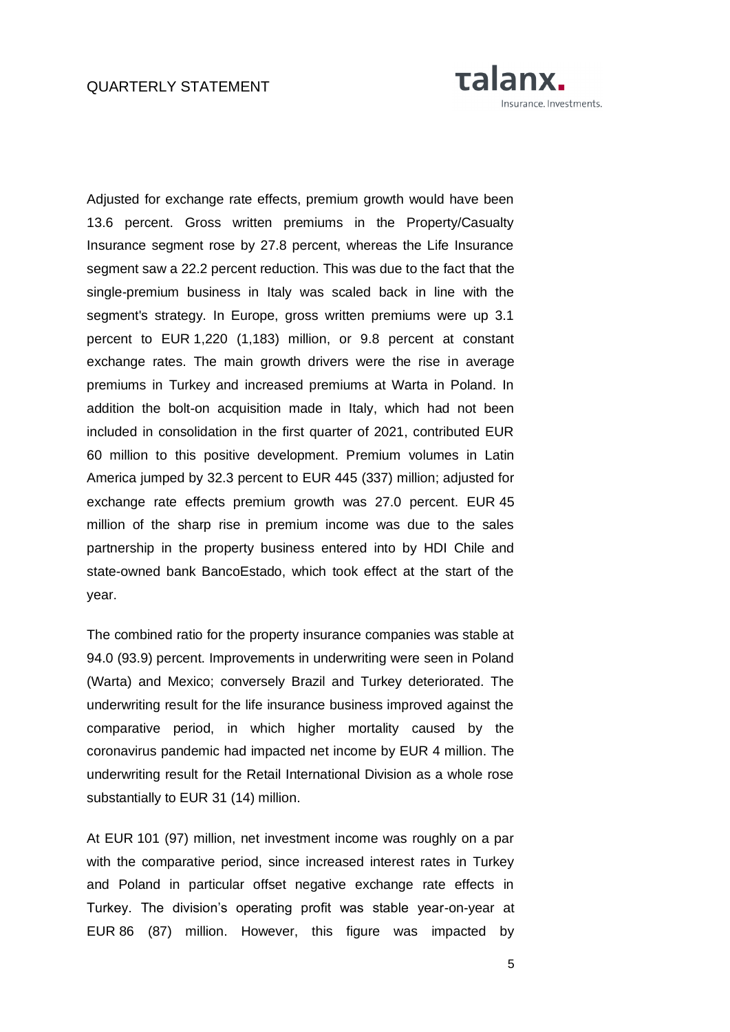Adjusted for exchange rate effects, premium growth would have been 13.6 percent. Gross written premiums in the Property/Casualty Insurance segment rose by 27.8 percent, whereas the Life Insurance segment saw a 22.2 percent reduction. This was due to the fact that the single-premium business in Italy was scaled back in line with the segment's strategy. In Europe, gross written premiums were up 3.1 percent to EUR 1,220 (1,183) million, or 9.8 percent at constant exchange rates. The main growth drivers were the rise in average premiums in Turkey and increased premiums at Warta in Poland. In addition the bolt-on acquisition made in Italy, which had not been included in consolidation in the first quarter of 2021, contributed EUR 60 million to this positive development. Premium volumes in Latin America jumped by 32.3 percent to EUR 445 (337) million; adjusted for exchange rate effects premium growth was 27.0 percent. EUR 45 million of the sharp rise in premium income was due to the sales partnership in the property business entered into by HDI Chile and state-owned bank BancoEstado, which took effect at the start of the year.

The combined ratio for the property insurance companies was stable at 94.0 (93.9) percent. Improvements in underwriting were seen in Poland (Warta) and Mexico; conversely Brazil and Turkey deteriorated. The underwriting result for the life insurance business improved against the comparative period, in which higher mortality caused by the coronavirus pandemic had impacted net income by EUR 4 million. The underwriting result for the Retail International Division as a whole rose substantially to EUR 31 (14) million.

At EUR 101 (97) million, net investment income was roughly on a par with the comparative period, since increased interest rates in Turkey and Poland in particular offset negative exchange rate effects in Turkey. The division's operating profit was stable year-on-year at EUR 86 (87) million. However, this figure was impacted by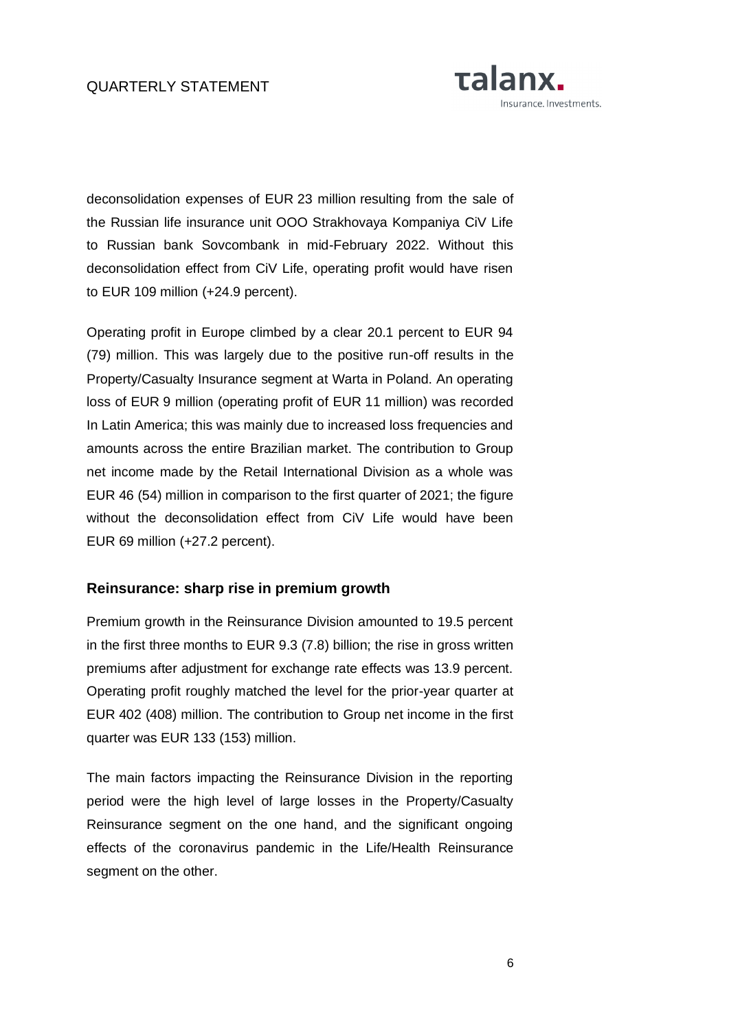deconsolidation expenses of EUR 23 million resulting from the sale of the Russian life insurance unit OOO Strakhovaya Kompaniya CiV Life to Russian bank Sovcombank in mid-February 2022. Without this deconsolidation effect from CiV Life, operating profit would have risen to EUR 109 million (+24.9 percent).

Operating profit in Europe climbed by a clear 20.1 percent to EUR 94 (79) million. This was largely due to the positive run-off results in the Property/Casualty Insurance segment at Warta in Poland. An operating loss of EUR 9 million (operating profit of EUR 11 million) was recorded In Latin America; this was mainly due to increased loss frequencies and amounts across the entire Brazilian market. The contribution to Group net income made by the Retail International Division as a whole was EUR 46 (54) million in comparison to the first quarter of 2021; the figure without the deconsolidation effect from CiV Life would have been EUR 69 million (+27.2 percent).

## Reinsurance: sharp rise in premium growth

Premium growth in the Reinsurance Division amounted to 19.5 percent in the first three months to EUR 9.3 (7.8) billion; the rise in gross written premiums after adjustment for exchange rate effects was 13.9 percent. Operating profit roughly matched the level for the prior-year quarter at EUR 402 (408) million. The contribution to Group net income in the first quarter was EUR 133 (153) million.

The main factors impacting the Reinsurance Division in the reporting period were the high level of large losses in the Property/Casualty Reinsurance segment on the one hand, and the significant ongoing effects of the coronavirus pandemic in the Life/Health Reinsurance segment on the other.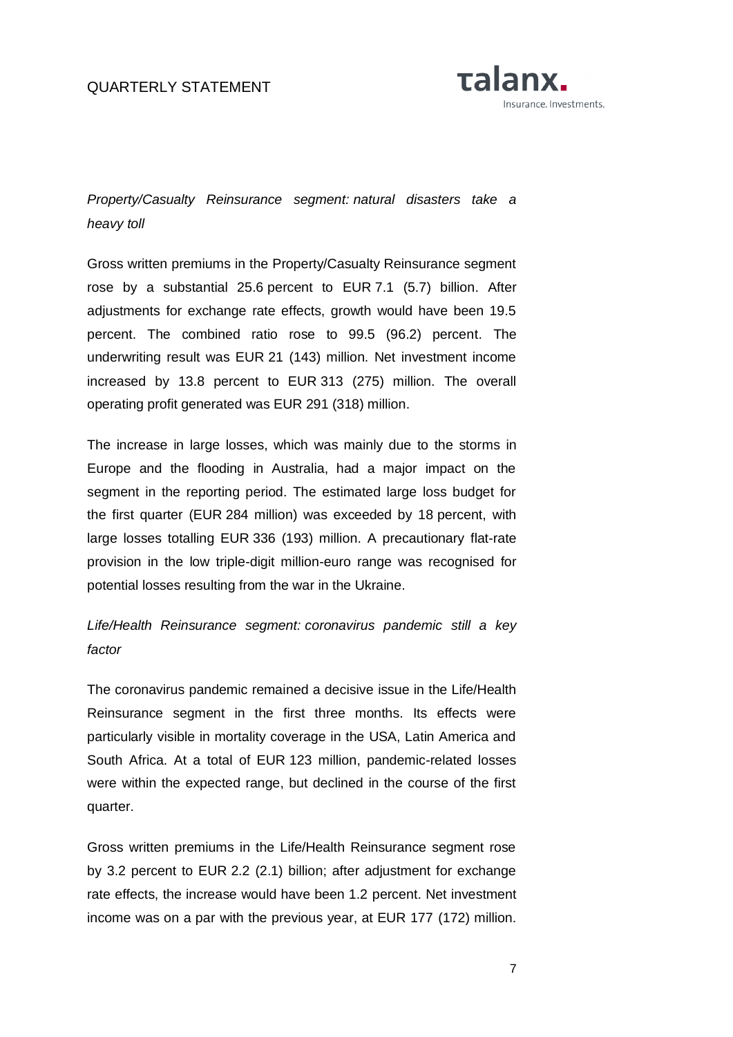*Property/Casualty Reinsurance segment: natural disasters take a heavy toll*

Gross written premiums in the Property/Casualty Reinsurance segment rose by a substantial 25.6 percent to EUR 7.1 (5.7) billion. After adjustments for exchange rate effects, growth would have been 19.5 percent. The combined ratio rose to 99.5 (96.2) percent. The underwriting result was EUR 21 (143) million. Net investment income increased by 13.8 percent to EUR 313 (275) million. The overall operating profit generated was EUR 291 (318) million.

The increase in large losses, which was mainly due to the storms in Europe and the flooding in Australia, had a major impact on the segment in the reporting period. The estimated large loss budget for the first quarter (EUR 284 million) was exceeded by 18 percent, with large losses totalling EUR 336 (193) million. A precautionary flat-rate provision in the low triple-digit million-euro range was recognised for potential losses resulting from the war in the Ukraine.

*Life/Health Reinsurance segment: coronavirus pandemic still a key factor*

The coronavirus pandemic remained a decisive issue in the Life/Health Reinsurance segment in the first three months. Its effects were particularly visible in mortality coverage in the USA, Latin America and South Africa. At a total of EUR 123 million, pandemic-related losses were within the expected range, but declined in the course of the first quarter.

Gross written premiums in the Life/Health Reinsurance segment rose by 3.2 percent to EUR 2.2 (2.1) billion; after adjustment for exchange rate effects, the increase would have been 1.2 percent. Net investment income was on a par with the previous year, at EUR 177 (172) million.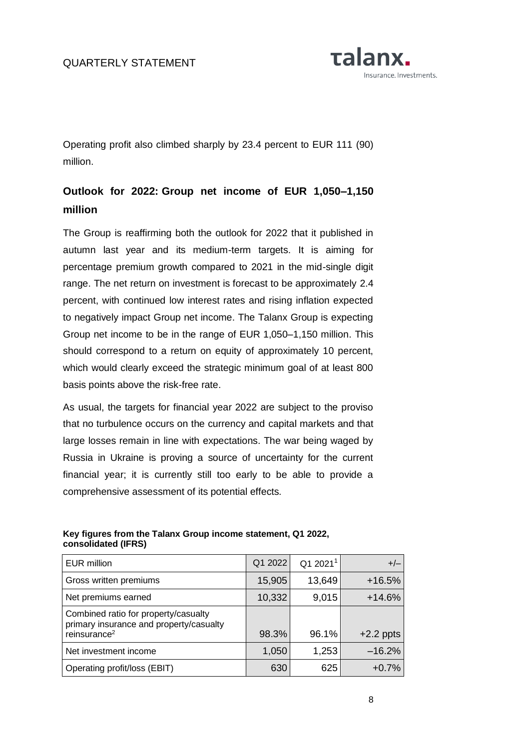Operating profit also climbed sharply by 23.4 percent to EUR 111 (90) million.

## Outlook for 2022: Group net income of EUR 1,050–1,150 million

The Group is reaffirming both the outlook for 2022 that it published in autumn last year and its medium-term targets. It is aiming for percentage premium growth compared to 2021 in the mid-single digit range. The net return on investment is forecast to be approximately 2.4 percent, with continued low interest rates and rising inflation expected to negatively impact Group net income. The Talanx Group is expecting Group net income to be in the range of EUR 1,050–1,150 million. This should correspond to a return on equity of approximately 10 percent, which would clearly exceed the strategic minimum goal of at least 800 basis points above the risk-free rate.

As usual, the targets for financial year 2022 are subject to the proviso that no turbulence occurs on the currency and capital markets and that large losses remain in line with expectations. The war being waged by Russia in Ukraine is proving a source of uncertainty for the current financial year; it is currently still too early to be able to provide a comprehensive assessment of its potential effects.

**Key figures from the Talanx Group income statement, Q1 2022, consolidated (IFRS)**

| EUR million | Q1 2022 | Q1 2021[1] | +/– |
|---|---|---|---|
| Gross written premiums | 15,905 | 13,649 | +16.5% |
| Net premiums earned | 10,332 | 9,015 | +14.6% |
| Combined ratio for property/casualty primary insurance and property/casualty reinsurance[2] | 98.3% | 96.1% | +2.2 ppts |
| Net investment income | 1,050 | 1,253 | –16.2% |
| Operating profit/loss (EBIT) | 630 | 625 | +0.7% |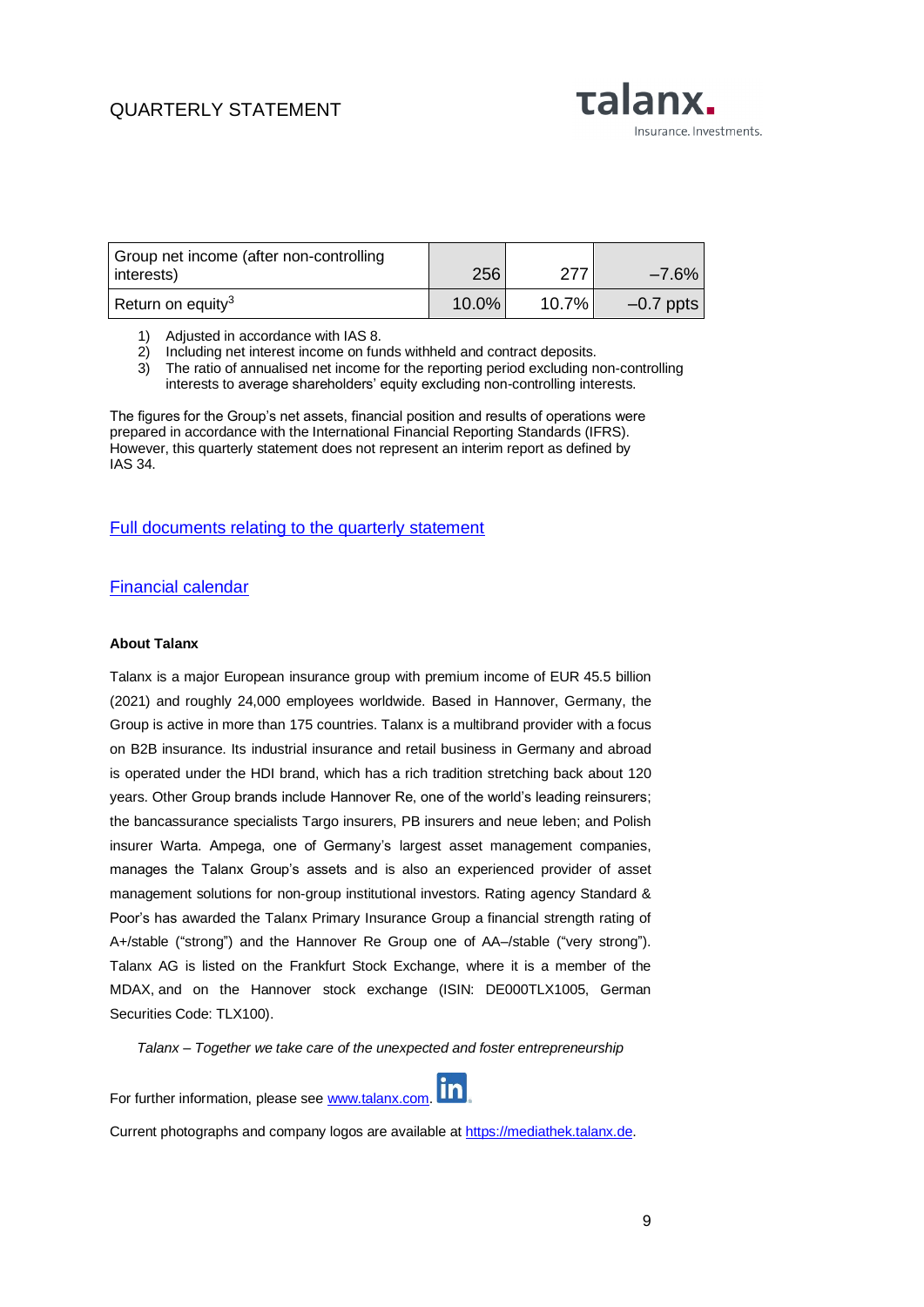| Group net income (after non-controlling interests) | 256 | 277 | –7.6% |
|---|---|---|---|
| Return on equity[3] | 10.0% | 10.7% | –0.7 ppts |

1) Adjusted in accordance with IAS 8.
2) Including net interest income on funds withheld and contract deposits.
3) The ratio of annualised net income for the reporting period excluding non-controlling interests to average shareholders' equity excluding non-controlling interests.

The figures for the Group's net assets, financial position and results of operations were prepared in accordance with the International Financial Reporting Standards (IFRS). However, this quarterly statement does not represent an interim report as defined by IAS 34.

[Full documents relating to the quarterly statement]

[Financial calendar]

**About Talanx**

Talanx is a major European insurance group with premium income of EUR 45.5 billion (2021) and roughly 24,000 employees worldwide. Based in Hannover, Germany, the Group is active in more than 175 countries. Talanx is a multibrand provider with a focus on B2B insurance. Its industrial insurance and retail business in Germany and abroad is operated under the HDI brand, which has a rich tradition stretching back about 120 years. Other Group brands include Hannover Re, one of the world's leading reinsurers; the bancassurance specialists Targo insurers, PB insurers and neue leben; and Polish insurer Warta. Ampega, one of Germany's largest asset management companies, manages the Talanx Group's assets and is also an experienced provider of asset management solutions for non-group institutional investors. Rating agency Standard & Poor's has awarded the Talanx Primary Insurance Group a financial strength rating of A+/stable ("strong") and the Hannover Re Group one of AA–/stable ("very strong"). Talanx AG is listed on the Frankfurt Stock Exchange, where it is a member of the MDAX, and on the Hannover stock exchange (ISIN: DE000TLX1005, German Securities Code: TLX100).

*Talanx – Together we take care of the unexpected and foster entrepreneurship*

For further information, please see www.talanx.com.

Current photographs and company logos are available at https://mediathek.talanx.de.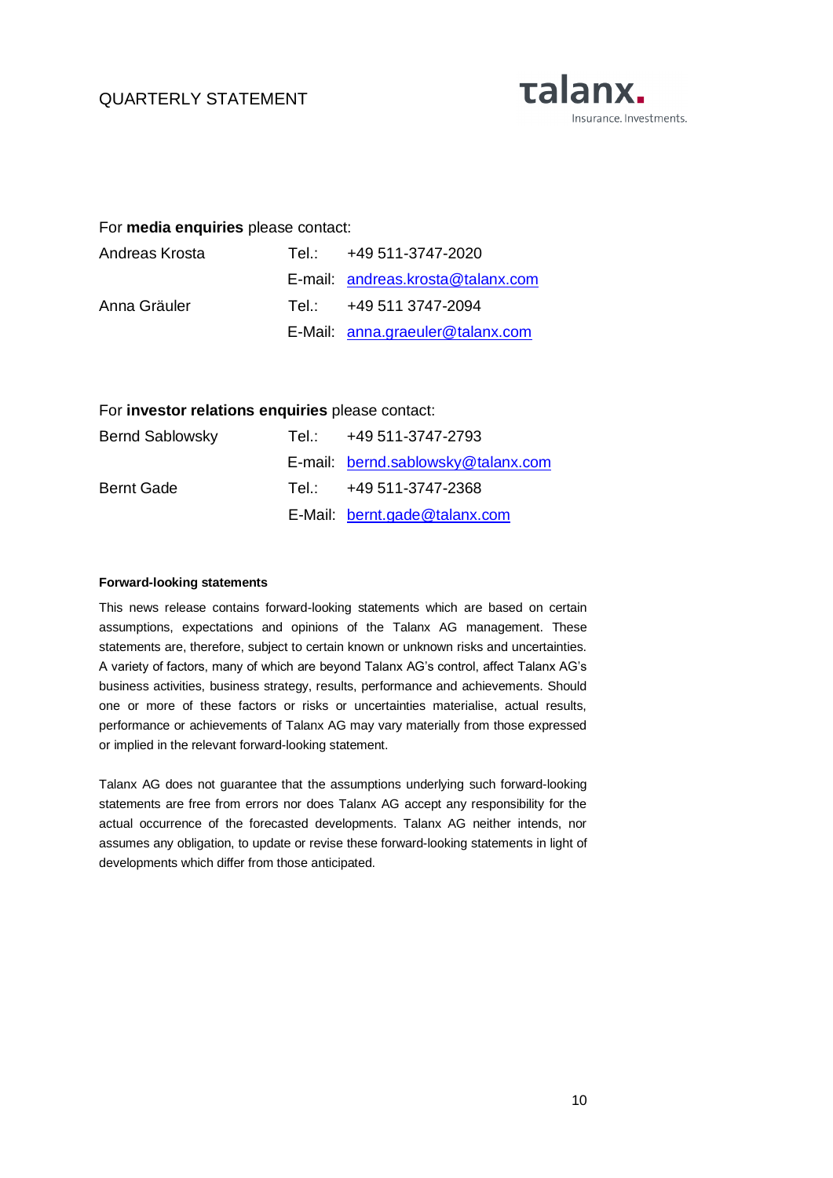For **media enquiries** please contact:

| | | |
|---|---|---|
| Andreas Krosta | Tel.: | +49 511-3747-2020 |
| | E-mail: | andreas.krosta@talanx.com |
| Anna Gräuler | Tel.: | +49 511 3747-2094 |
| | E-Mail: | anna.graeuler@talanx.com |

For **investor relations enquiries** please contact:

| | | |
|---|---|---|
| Bernd Sablowsky | Tel.: | +49 511-3747-2793 |
| | E-mail: | bernd.sablowsky@talanx.com |
| Bernt Gade | Tel.: | +49 511-3747-2368 |
| | E-Mail: | bernt.gade@talanx.com |

**Forward-looking statements**

This news release contains forward-looking statements which are based on certain assumptions, expectations and opinions of the Talanx AG management. These statements are, therefore, subject to certain known or unknown risks and uncertainties. A variety of factors, many of which are beyond Talanx AG's control, affect Talanx AG's business activities, business strategy, results, performance and achievements. Should one or more of these factors or risks or uncertainties materialise, actual results, performance or achievements of Talanx AG may vary materially from those expressed or implied in the relevant forward-looking statement.

Talanx AG does not guarantee that the assumptions underlying such forward-looking statements are free from errors nor does Talanx AG accept any responsibility for the actual occurrence of the forecasted developments. Talanx AG neither intends, nor assumes any obligation, to update or revise these forward-looking statements in light of developments which differ from those anticipated.